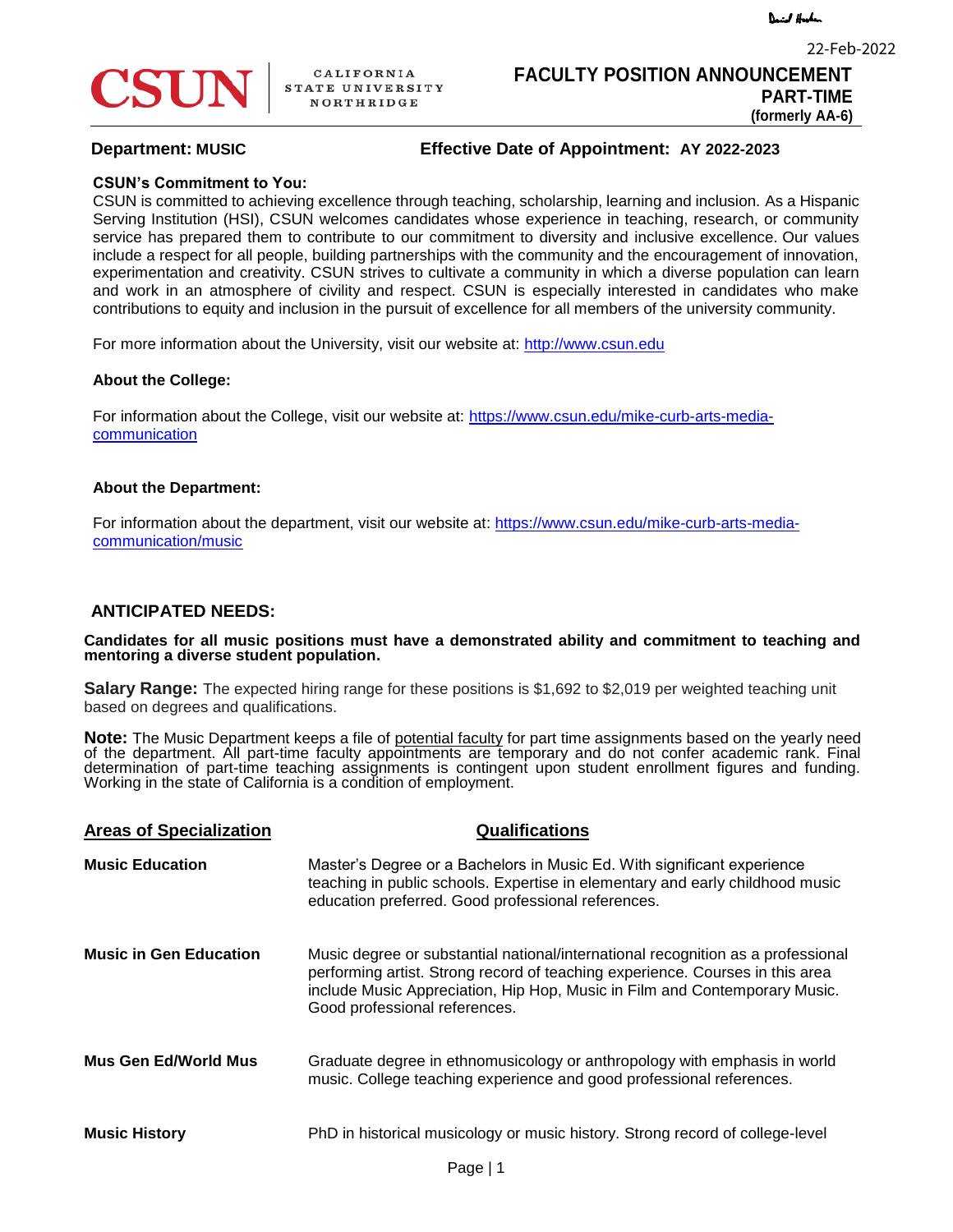Daniel Hardin

22-Feb-2022

**CSUN** | CALIFORNIA STATE UNIVERSITY NORTHRIDGE

# FACULTY POSITION ANNOUNCEMENT
## PART-TIME
**(formerly AA-6)**

**Department: MUSIC** **Effective Date of Appointment: AY 2022-2023**

**CSUN's Commitment to You:**
CSUN is committed to achieving excellence through teaching, scholarship, learning and inclusion. As a Hispanic Serving Institution (HSI), CSUN welcomes candidates whose experience in teaching, research, or community service has prepared them to contribute to our commitment to diversity and inclusive excellence. Our values include a respect for all people, building partnerships with the community and the encouragement of innovation, experimentation and creativity. CSUN strives to cultivate a community in which a diverse population can learn and work in an atmosphere of civility and respect. CSUN is especially interested in candidates who make contributions to equity and inclusion in the pursuit of excellence for all members of the university community.

For more information about the University, visit our website at: http://www.csun.edu

**About the College:**

For information about the College, visit our website at: https://www.csun.edu/mike-curb-arts-media-communication

**About the Department:**

For information about the department, visit our website at: https://www.csun.edu/mike-curb-arts-media-communication/music

## ANTICIPATED NEEDS:

**Candidates for all music positions must have a demonstrated ability and commitment to teaching and mentoring a diverse student population.**

**Salary Range:** The expected hiring range for these positions is $1,692 to $2,019 per weighted teaching unit based on degrees and qualifications.

**Note:** The Music Department keeps a file of potential faculty for part time assignments based on the yearly need of the department. All part-time faculty appointments are temporary and do not confer academic rank. Final determination of part-time teaching assignments is contingent upon student enrollment figures and funding. Working in the state of California is a condition of employment.

| Areas of Specialization | Qualifications |
|---|---|
| **Music Education** | Master's Degree or a Bachelors in Music Ed. With significant experience teaching in public schools. Expertise in elementary and early childhood music education preferred. Good professional references. |
| **Music in Gen Education** | Music degree or substantial national/international recognition as a professional performing artist. Strong record of teaching experience. Courses in this area include Music Appreciation, Hip Hop, Music in Film and Contemporary Music. Good professional references. |
| **Mus Gen Ed/World Mus** | Graduate degree in ethnomusicology or anthropology with emphasis in world music. College teaching experience and good professional references. |
| **Music History** | PhD in historical musicology or music history. Strong record of college-level |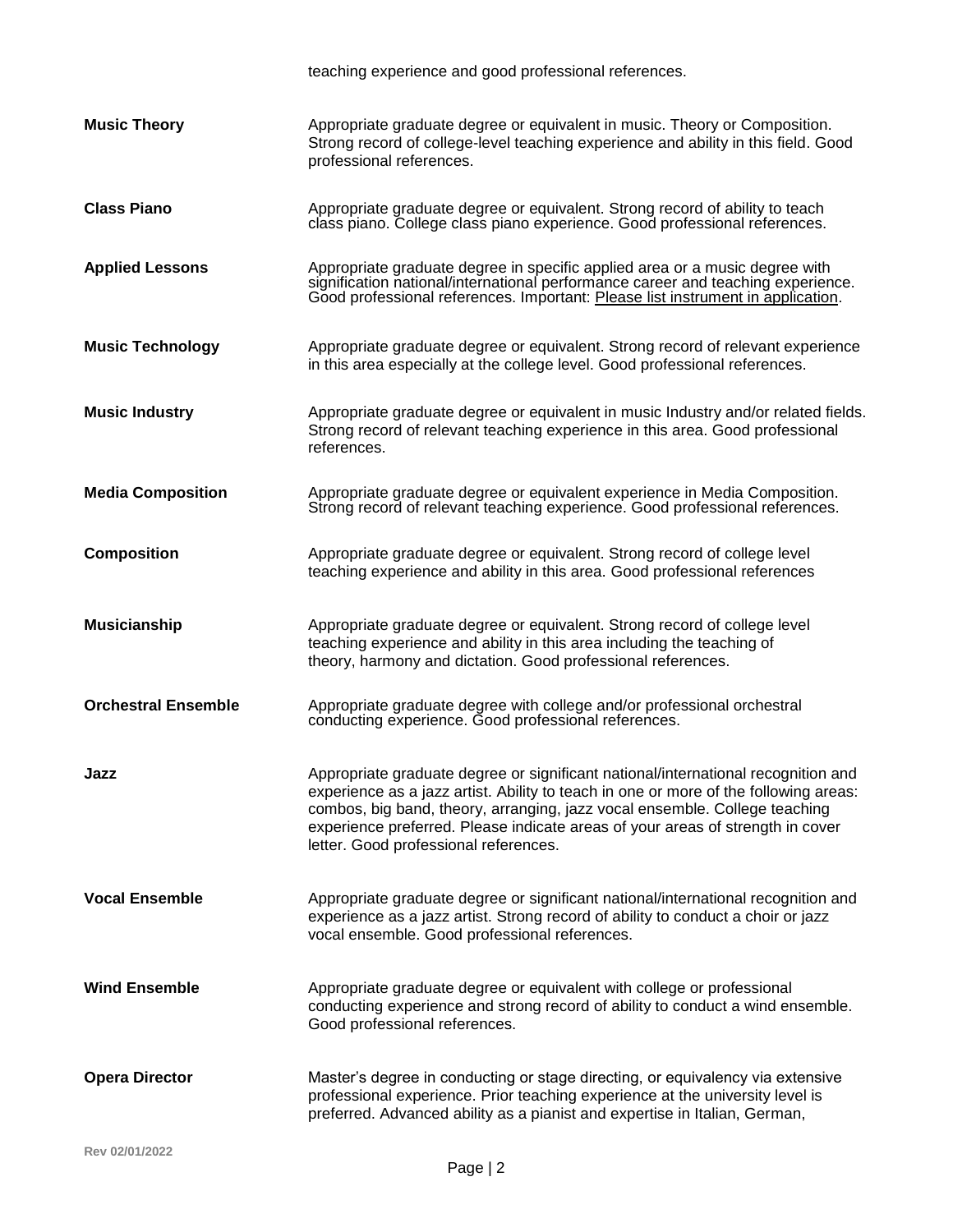teaching experience and good professional references.

| | |
|---|---|
| **Music Theory** | Appropriate graduate degree or equivalent in music. Theory or Composition. Strong record of college-level teaching experience and ability in this field. Good professional references. |
| **Class Piano** | Appropriate graduate degree or equivalent. Strong record of ability to teach class piano. College class piano experience. Good professional references. |
| **Applied Lessons** | Appropriate graduate degree in specific applied area or a music degree with signification national/international performance career and teaching experience. Good professional references. Important: Please list instrument in application. |
| **Music Technology** | Appropriate graduate degree or equivalent. Strong record of relevant experience in this area especially at the college level. Good professional references. |
| **Music Industry** | Appropriate graduate degree or equivalent in music Industry and/or related fields. Strong record of relevant teaching experience in this area. Good professional references. |
| **Media Composition** | Appropriate graduate degree or equivalent experience in Media Composition. Strong record of relevant teaching experience. Good professional references. |
| **Composition** | Appropriate graduate degree or equivalent. Strong record of college level teaching experience and ability in this area. Good professional references |
| **Musicianship** | Appropriate graduate degree or equivalent. Strong record of college level teaching experience and ability in this area including the teaching of theory, harmony and dictation. Good professional references. |
| **Orchestral Ensemble** | Appropriate graduate degree with college and/or professional orchestral conducting experience. Good professional references. |
| **Jazz** | Appropriate graduate degree or significant national/international recognition and experience as a jazz artist. Ability to teach in one or more of the following areas: combos, big band, theory, arranging, jazz vocal ensemble. College teaching experience preferred. Please indicate areas of your areas of strength in cover letter. Good professional references. |
| **Vocal Ensemble** | Appropriate graduate degree or significant national/international recognition and experience as a jazz artist. Strong record of ability to conduct a choir or jazz vocal ensemble. Good professional references. |
| **Wind Ensemble** | Appropriate graduate degree or equivalent with college or professional conducting experience and strong record of ability to conduct a wind ensemble. Good professional references. |
| **Opera Director** | Master's degree in conducting or stage directing, or equivalency via extensive professional experience. Prior teaching experience at the university level is preferred. Advanced ability as a pianist and expertise in Italian, German, |

Rev 02/01/2022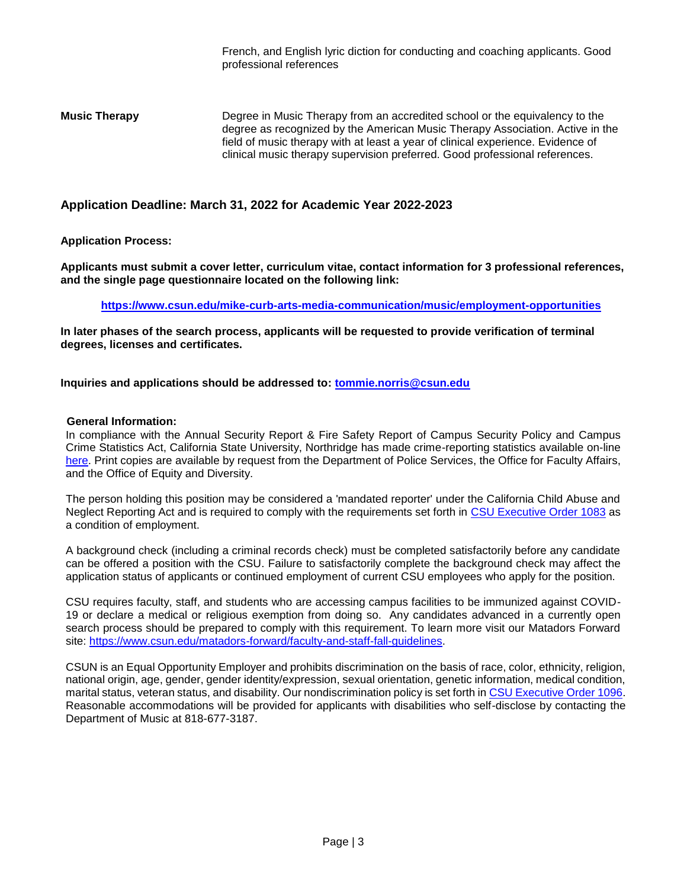French, and English lyric diction for conducting and coaching applicants. Good professional references

**Music Therapy** Degree in Music Therapy from an accredited school or the equivalency to the degree as recognized by the American Music Therapy Association. Active in the field of music therapy with at least a year of clinical experience. Evidence of clinical music therapy supervision preferred. Good professional references.

### Application Deadline: March 31, 2022 for Academic Year 2022-2023

**Application Process:**

**Applicants must submit a cover letter, curriculum vitae, contact information for 3 professional references, and the single page questionnaire located on the following link:**

**https://www.csun.edu/mike-curb-arts-media-communication/music/employment-opportunities**

**In later phases of the search process, applicants will be requested to provide verification of terminal degrees, licenses and certificates.**

**Inquiries and applications should be addressed to: tommie.norris@csun.edu**

**General Information:**

In compliance with the Annual Security Report & Fire Safety Report of Campus Security Policy and Campus Crime Statistics Act, California State University, Northridge has made crime-reporting statistics available on-line here. Print copies are available by request from the Department of Police Services, the Office for Faculty Affairs, and the Office of Equity and Diversity.

The person holding this position may be considered a 'mandated reporter' under the California Child Abuse and Neglect Reporting Act and is required to comply with the requirements set forth in CSU Executive Order 1083 as a condition of employment.

A background check (including a criminal records check) must be completed satisfactorily before any candidate can be offered a position with the CSU. Failure to satisfactorily complete the background check may affect the application status of applicants or continued employment of current CSU employees who apply for the position.

CSU requires faculty, staff, and students who are accessing campus facilities to be immunized against COVID-19 or declare a medical or religious exemption from doing so. Any candidates advanced in a currently open search process should be prepared to comply with this requirement. To learn more visit our Matadors Forward site: https://www.csun.edu/matadors-forward/faculty-and-staff-fall-guidelines.

CSUN is an Equal Opportunity Employer and prohibits discrimination on the basis of race, color, ethnicity, religion, national origin, age, gender, gender identity/expression, sexual orientation, genetic information, medical condition, marital status, veteran status, and disability. Our nondiscrimination policy is set forth in CSU Executive Order 1096. Reasonable accommodations will be provided for applicants with disabilities who self-disclose by contacting the Department of Music at 818-677-3187.